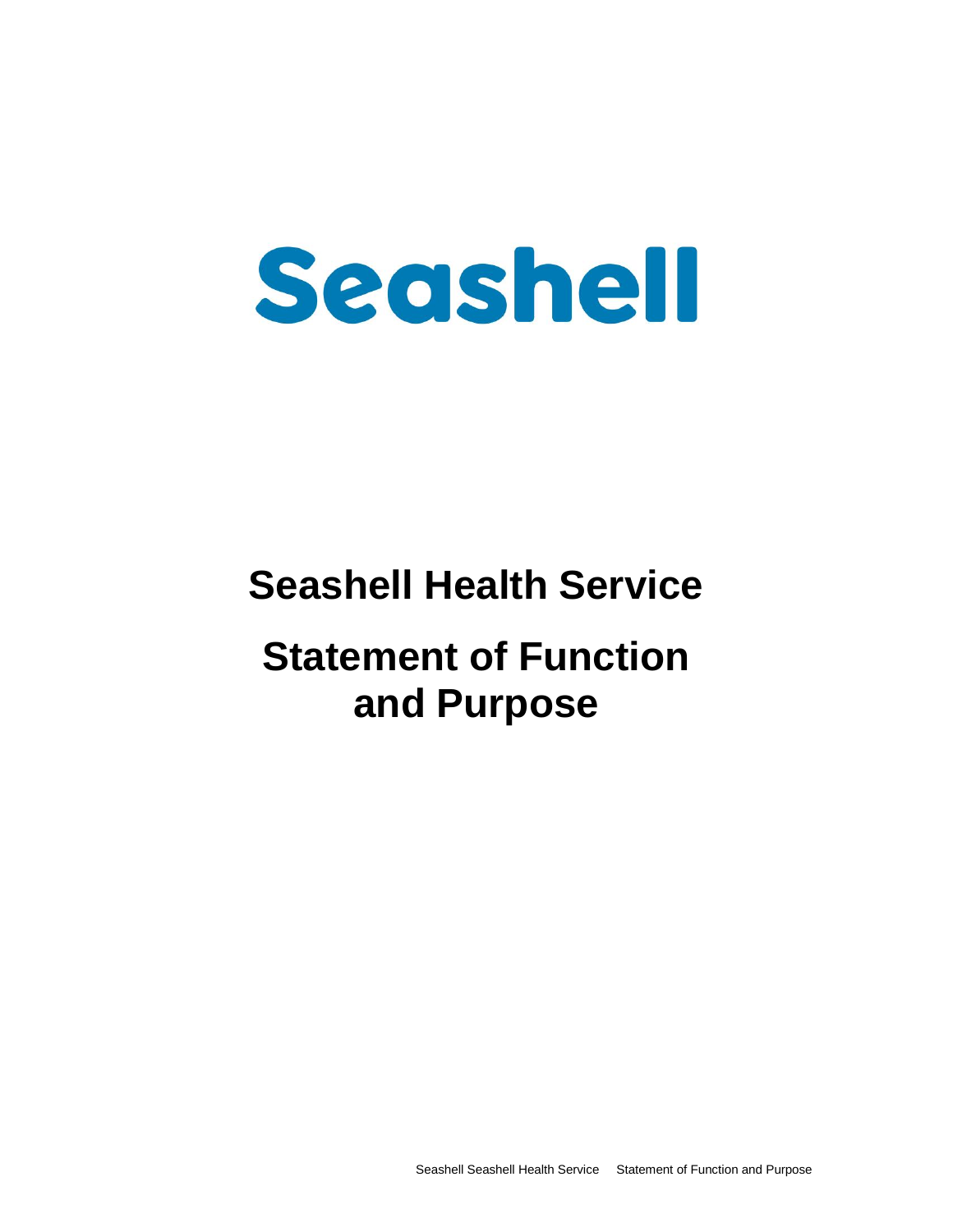# Seashell

# Seashell Health Service

# Statement of Function and Purpose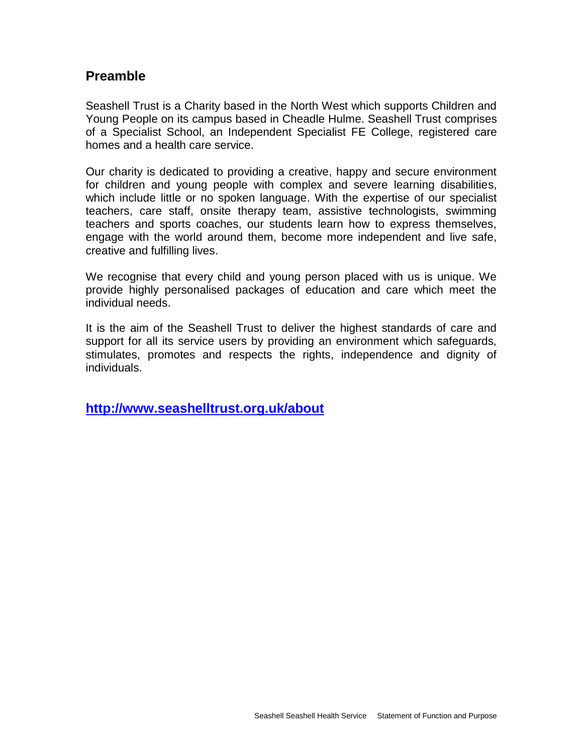## Preamble

Seashell Trust is a Charity based in the North West which supports Children and Young People on its campus based in Cheadle Hulme. Seashell Trust comprises of a Specialist School, an Independent Specialist FE College, registered care homes and a health care service.

Our charity is dedicated to providing a creative, happy and secure environment for children and young people with complex and severe learning disabilities, which include little or no spoken language. With the expertise of our specialist teachers, care staff, onsite therapy team, assistive technologists, swimming teachers and sports coaches, our students learn how to express themselves, engage with the world around them, become more independent and live safe, creative and fulfilling lives.

We recognise that every child and young person placed with us is unique. We provide highly personalised packages of education and care which meet the individual needs.

It is the aim of the Seashell Trust to deliver the highest standards of care and support for all its service users by providing an environment which safeguards, stimulates, promotes and respects the rights, independence and dignity of individuals.

**http://www.seashelltrust.org.uk/about**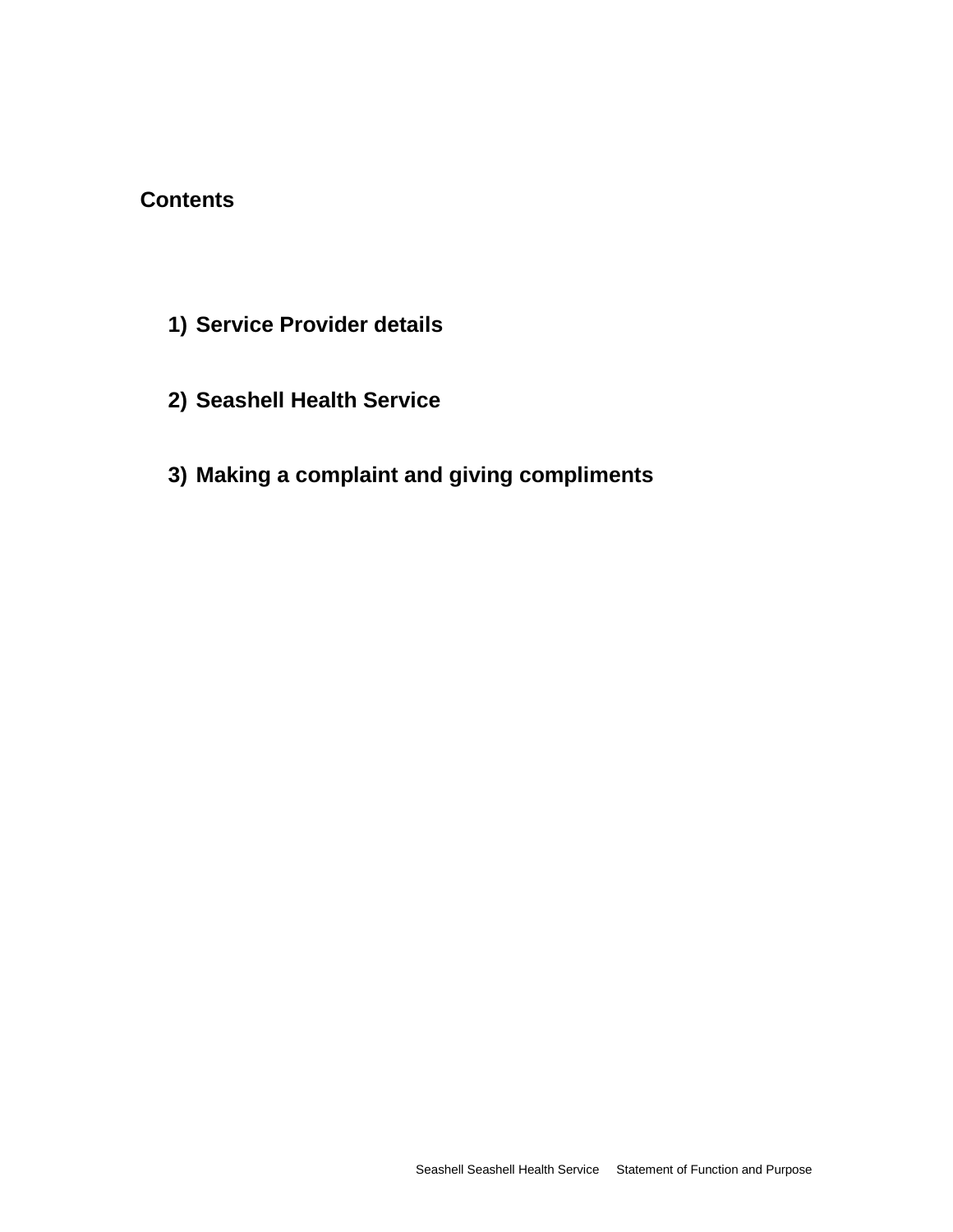## Contents

1) **Service Provider details**

2) **Seashell Health Service**

3) **Making a complaint and giving compliments**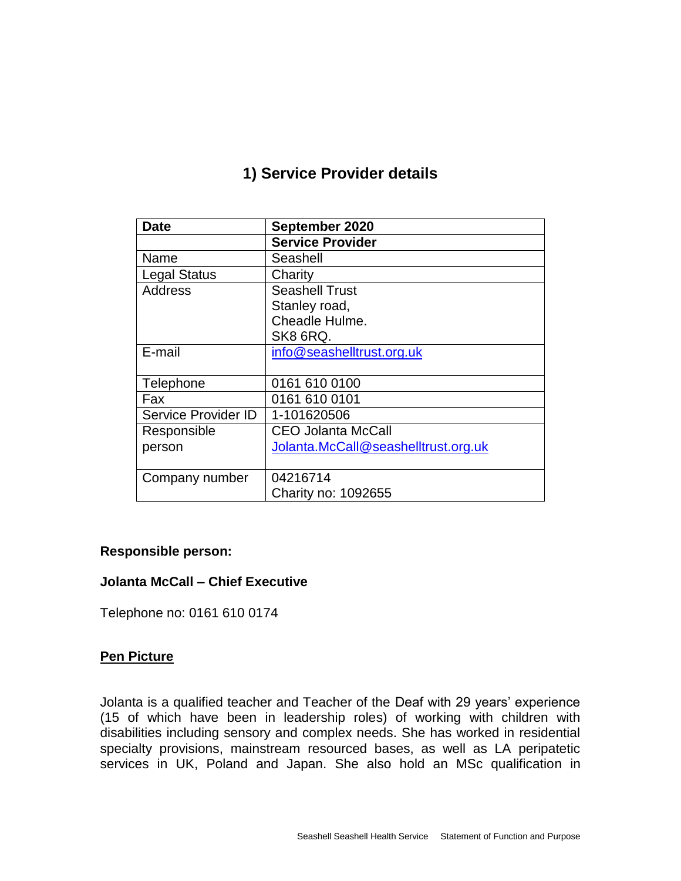## 1) Service Provider details

| Date | September 2020 |
|---|---|
| | **Service Provider** |
| Name | Seashell |
| Legal Status | Charity |
| Address | Seashell Trust<br>Stanley road,<br>Cheadle Hulme.<br>SK8 6RQ. |
| E-mail | info@seashelltrust.org.uk |
| Telephone | 0161 610 0100 |
| Fax | 0161 610 0101 |
| Service Provider ID | 1-101620506 |
| Responsible person | CEO Jolanta McCall<br>Jolanta.McCall@seashelltrust.org.uk |
| Company number | 04216714<br>Charity no: 1092655 |

**Responsible person:**

**Jolanta McCall – Chief Executive**

Telephone no: 0161 610 0174

**Pen Picture**

Jolanta is a qualified teacher and Teacher of the Deaf with 29 years' experience (15 of which have been in leadership roles) of working with children with disabilities including sensory and complex needs. She has worked in residential specialty provisions, mainstream resourced bases, as well as LA peripatetic services in UK, Poland and Japan. She also hold an MSc qualification in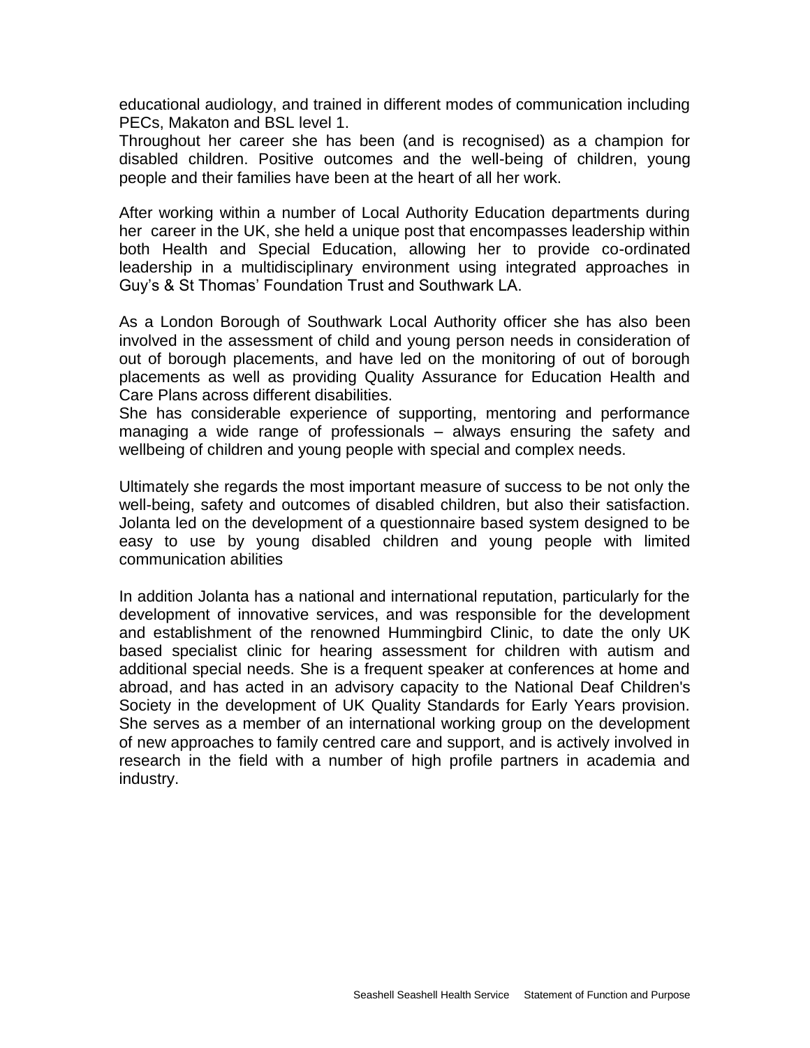educational audiology, and trained in different modes of communication including PECs, Makaton and BSL level 1.
Throughout her career she has been (and is recognised) as a champion for disabled children. Positive outcomes and the well-being of children, young people and their families have been at the heart of all her work.

After working within a number of Local Authority Education departments during her career in the UK, she held a unique post that encompasses leadership within both Health and Special Education, allowing her to provide co-ordinated leadership in a multidisciplinary environment using integrated approaches in Guy's & St Thomas' Foundation Trust and Southwark LA.

As a London Borough of Southwark Local Authority officer she has also been involved in the assessment of child and young person needs in consideration of out of borough placements, and have led on the monitoring of out of borough placements as well as providing Quality Assurance for Education Health and Care Plans across different disabilities.
She has considerable experience of supporting, mentoring and performance managing a wide range of professionals – always ensuring the safety and wellbeing of children and young people with special and complex needs.

Ultimately she regards the most important measure of success to be not only the well-being, safety and outcomes of disabled children, but also their satisfaction. Jolanta led on the development of a questionnaire based system designed to be easy to use by young disabled children and young people with limited communication abilities

In addition Jolanta has a national and international reputation, particularly for the development of innovative services, and was responsible for the development and establishment of the renowned Hummingbird Clinic, to date the only UK based specialist clinic for hearing assessment for children with autism and additional special needs. She is a frequent speaker at conferences at home and abroad, and has acted in an advisory capacity to the National Deaf Children's Society in the development of UK Quality Standards for Early Years provision. She serves as a member of an international working group on the development of new approaches to family centred care and support, and is actively involved in research in the field with a number of high profile partners in academia and industry.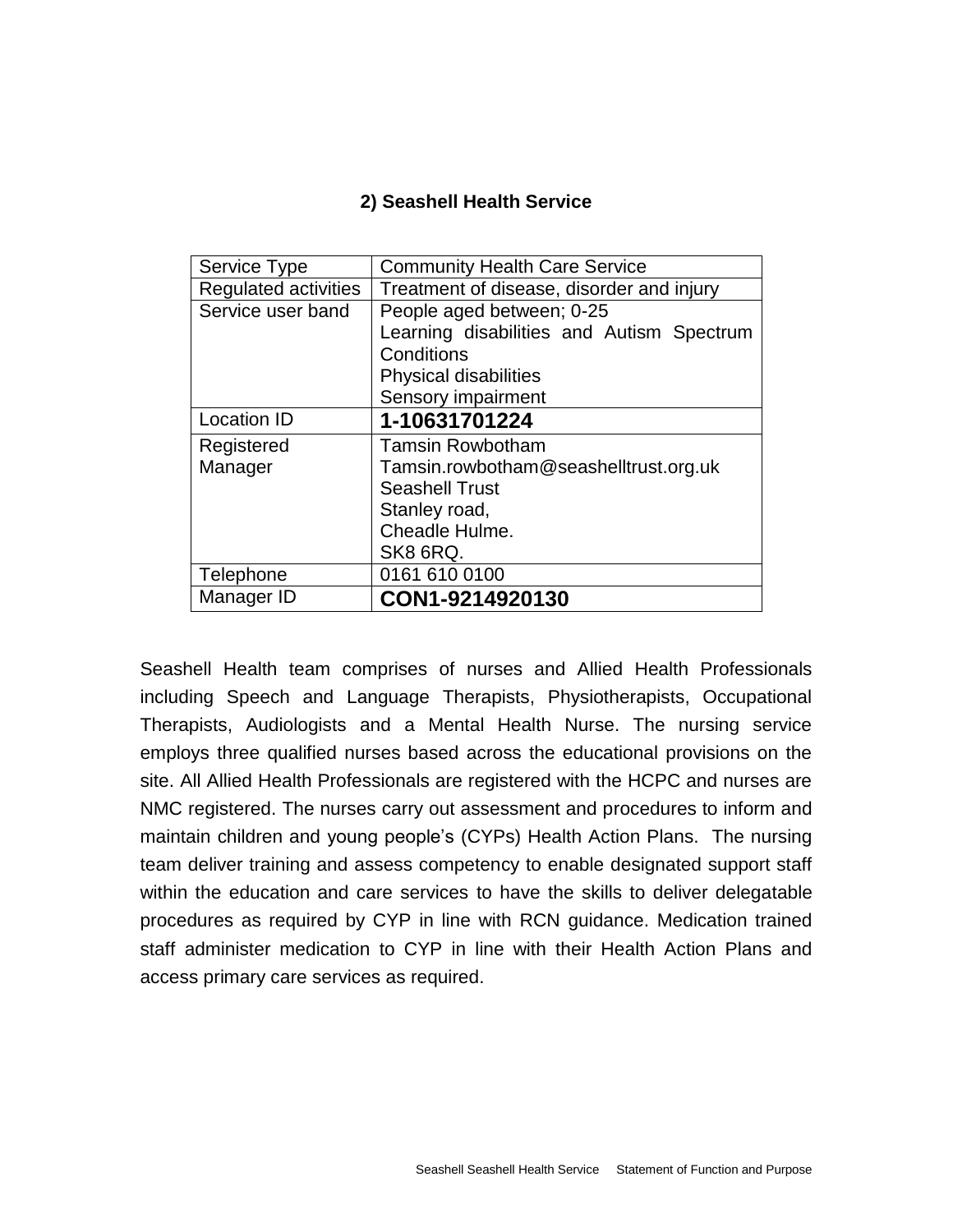## 2) Seashell Health Service

| Service Type | Community Health Care Service |
|---|---|
| Regulated activities | Treatment of disease, disorder and injury |
| Service user band | People aged between; 0-25<br>Learning disabilities and Autism Spectrum Conditions<br>Physical disabilities<br>Sensory impairment |
| Location ID | **1-10631701224** |
| Registered Manager | Tamsin Rowbotham<br>Tamsin.rowbotham@seashelltrust.org.uk<br>Seashell Trust<br>Stanley road,<br>Cheadle Hulme.<br>SK8 6RQ. |
| Telephone | 0161 610 0100 |
| Manager ID | **CON1-9214920130** |

Seashell Health team comprises of nurses and Allied Health Professionals including Speech and Language Therapists, Physiotherapists, Occupational Therapists, Audiologists and a Mental Health Nurse. The nursing service employs three qualified nurses based across the educational provisions on the site. All Allied Health Professionals are registered with the HCPC and nurses are NMC registered. The nurses carry out assessment and procedures to inform and maintain children and young people's (CYPs) Health Action Plans. The nursing team deliver training and assess competency to enable designated support staff within the education and care services to have the skills to deliver delegatable procedures as required by CYP in line with RCN guidance. Medication trained staff administer medication to CYP in line with their Health Action Plans and access primary care services as required.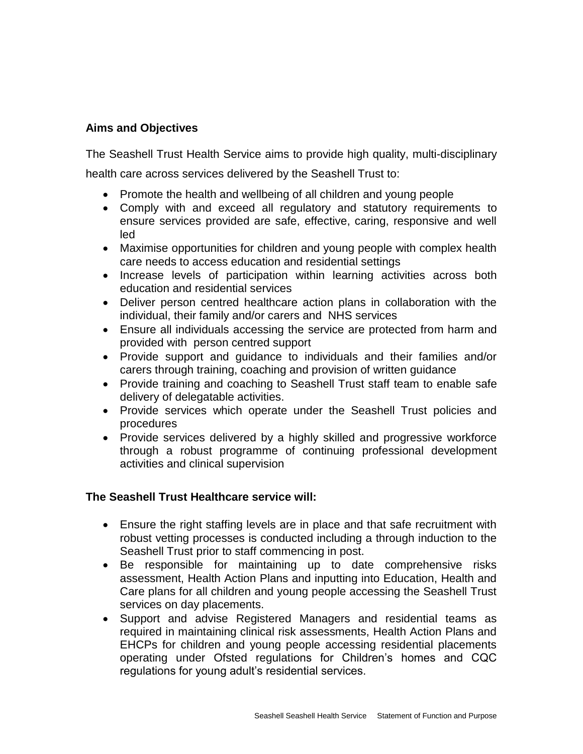**Aims and Objectives**

The Seashell Trust Health Service aims to provide high quality, multi-disciplinary health care across services delivered by the Seashell Trust to:

- Promote the health and wellbeing of all children and young people
- Comply with and exceed all regulatory and statutory requirements to ensure services provided are safe, effective, caring, responsive and well led
- Maximise opportunities for children and young people with complex health care needs to access education and residential settings
- Increase levels of participation within learning activities across both education and residential services
- Deliver person centred healthcare action plans in collaboration with the individual, their family and/or carers and NHS services
- Ensure all individuals accessing the service are protected from harm and provided with person centred support
- Provide support and guidance to individuals and their families and/or carers through training, coaching and provision of written guidance
- Provide training and coaching to Seashell Trust staff team to enable safe delivery of delegatable activities.
- Provide services which operate under the Seashell Trust policies and procedures
- Provide services delivered by a highly skilled and progressive workforce through a robust programme of continuing professional development activities and clinical supervision

**The Seashell Trust Healthcare service will:**

- Ensure the right staffing levels are in place and that safe recruitment with robust vetting processes is conducted including a through induction to the Seashell Trust prior to staff commencing in post.
- Be responsible for maintaining up to date comprehensive risks assessment, Health Action Plans and inputting into Education, Health and Care plans for all children and young people accessing the Seashell Trust services on day placements.
- Support and advise Registered Managers and residential teams as required in maintaining clinical risk assessments, Health Action Plans and EHCPs for children and young people accessing residential placements operating under Ofsted regulations for Children's homes and CQC regulations for young adult's residential services.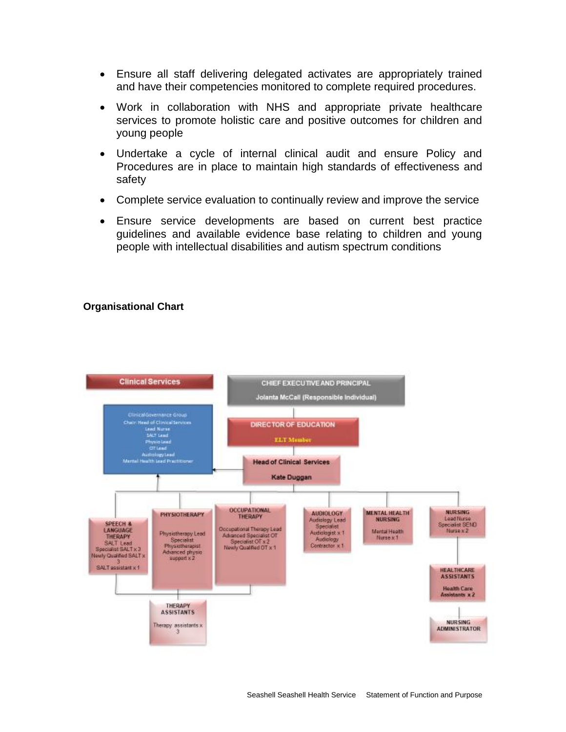- Ensure all staff delivering delegated activates are appropriately trained and have their competencies monitored to complete required procedures.
- Work in collaboration with NHS and appropriate private healthcare services to promote holistic care and positive outcomes for children and young people
- Undertake a cycle of internal clinical audit and ensure Policy and Procedures are in place to maintain high standards of effectiveness and safety
- Complete service evaluation to continually review and improve the service
- Ensure service developments are based on current best practice guidelines and available evidence base relating to children and young people with intellectual disabilities and autism spectrum conditions

**Organisational Chart**

Clinical Services

CHIEF EXECUTIVE AND PRINCIPAL
Jolanta McCall (Responsible Individual)

DIRECTOR OF EDUCATION
ELT Member

Clinical Governance Group
Chair: Head of Clinical Services
Lead Nurse
SALT Lead
Physio Lead
OT Lead
Audiology Lead
Mental Health Lead Practitioner

Head of Clinical Services
Kate Duggan

SPEECH & LANGUAGE THERAPY
SALT Lead
Specialist SALT x 3
Newly Qualified SALT x 3
SALT assistant x 1

PHYSIOTHERAPY
Physiotherapy Lead
Specialist Physiotherapist
Advanced physio support x 2

OCCUPATIONAL THERAPY
Occupational Therapy Lead
Advanced Specialist OT
Specialist OT x 2
Newly Qualified OT x 1

AUDIOLOGY
Audiology Lead
Specialist Audiologist x 1
Audiology Contractor x 1

MENTAL HEALTH NURSING
Mental Health Nurse x 1

NURSING
Lead Nurse
Specialist SEND Nurse x 2

THERAPY ASSISTANTS
Therapy assistants x 3

HEALTHCARE ASSISTANTS
Health Care Assistants x 2

NURSING ADMINISTRATOR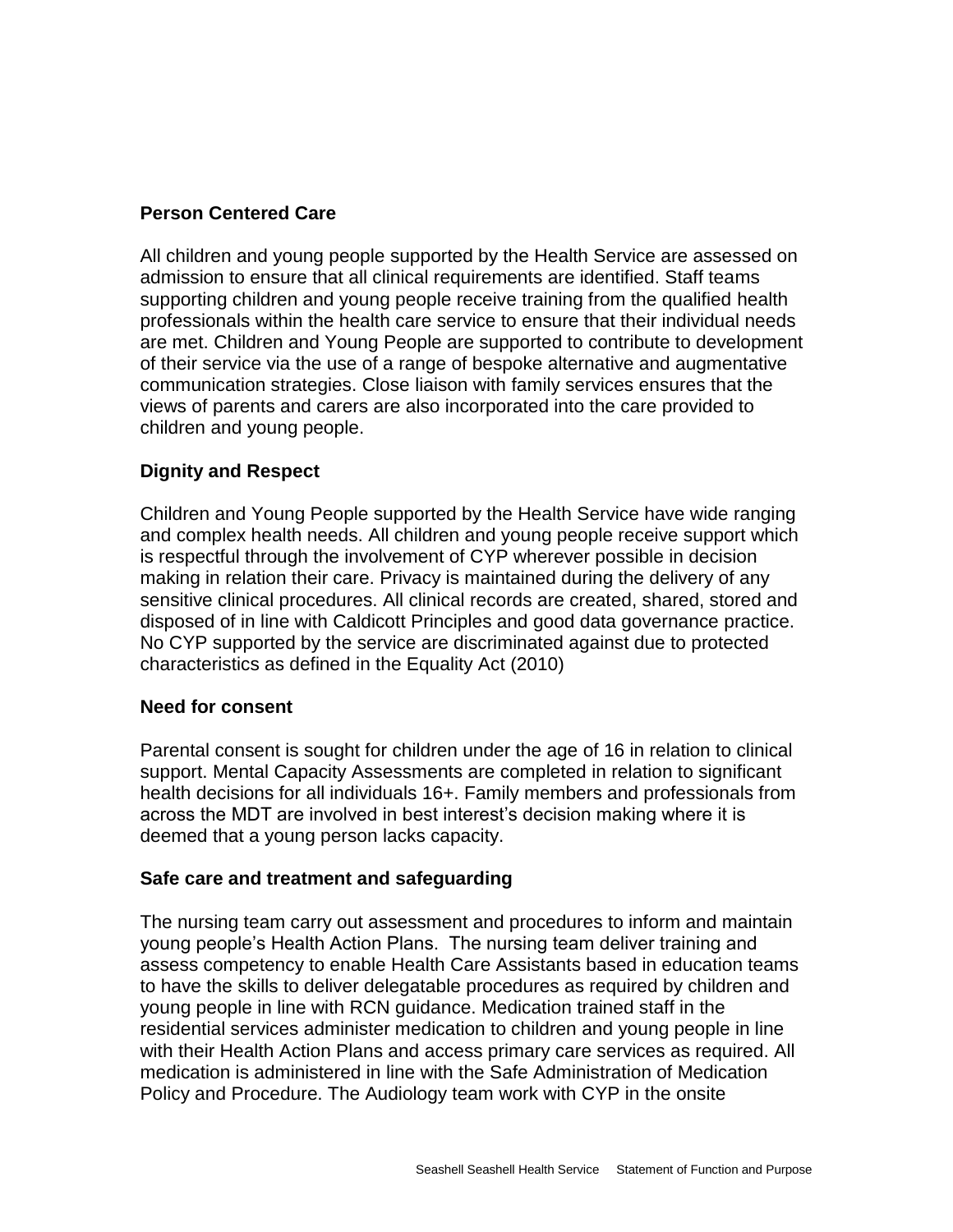## Person Centered Care

All children and young people supported by the Health Service are assessed on admission to ensure that all clinical requirements are identified. Staff teams supporting children and young people receive training from the qualified health professionals within the health care service to ensure that their individual needs are met. Children and Young People are supported to contribute to development of their service via the use of a range of bespoke alternative and augmentative communication strategies. Close liaison with family services ensures that the views of parents and carers are also incorporated into the care provided to children and young people.

## Dignity and Respect

Children and Young People supported by the Health Service have wide ranging and complex health needs. All children and young people receive support which is respectful through the involvement of CYP wherever possible in decision making in relation their care. Privacy is maintained during the delivery of any sensitive clinical procedures. All clinical records are created, shared, stored and disposed of in line with Caldicott Principles and good data governance practice. No CYP supported by the service are discriminated against due to protected characteristics as defined in the Equality Act (2010)

## Need for consent

Parental consent is sought for children under the age of 16 in relation to clinical support. Mental Capacity Assessments are completed in relation to significant health decisions for all individuals 16+. Family members and professionals from across the MDT are involved in best interest's decision making where it is deemed that a young person lacks capacity.

## Safe care and treatment and safeguarding

The nursing team carry out assessment and procedures to inform and maintain young people's Health Action Plans. The nursing team deliver training and assess competency to enable Health Care Assistants based in education teams to have the skills to deliver delegatable procedures as required by children and young people in line with RCN guidance. Medication trained staff in the residential services administer medication to children and young people in line with their Health Action Plans and access primary care services as required. All medication is administered in line with the Safe Administration of Medication Policy and Procedure. The Audiology team work with CYP in the onsite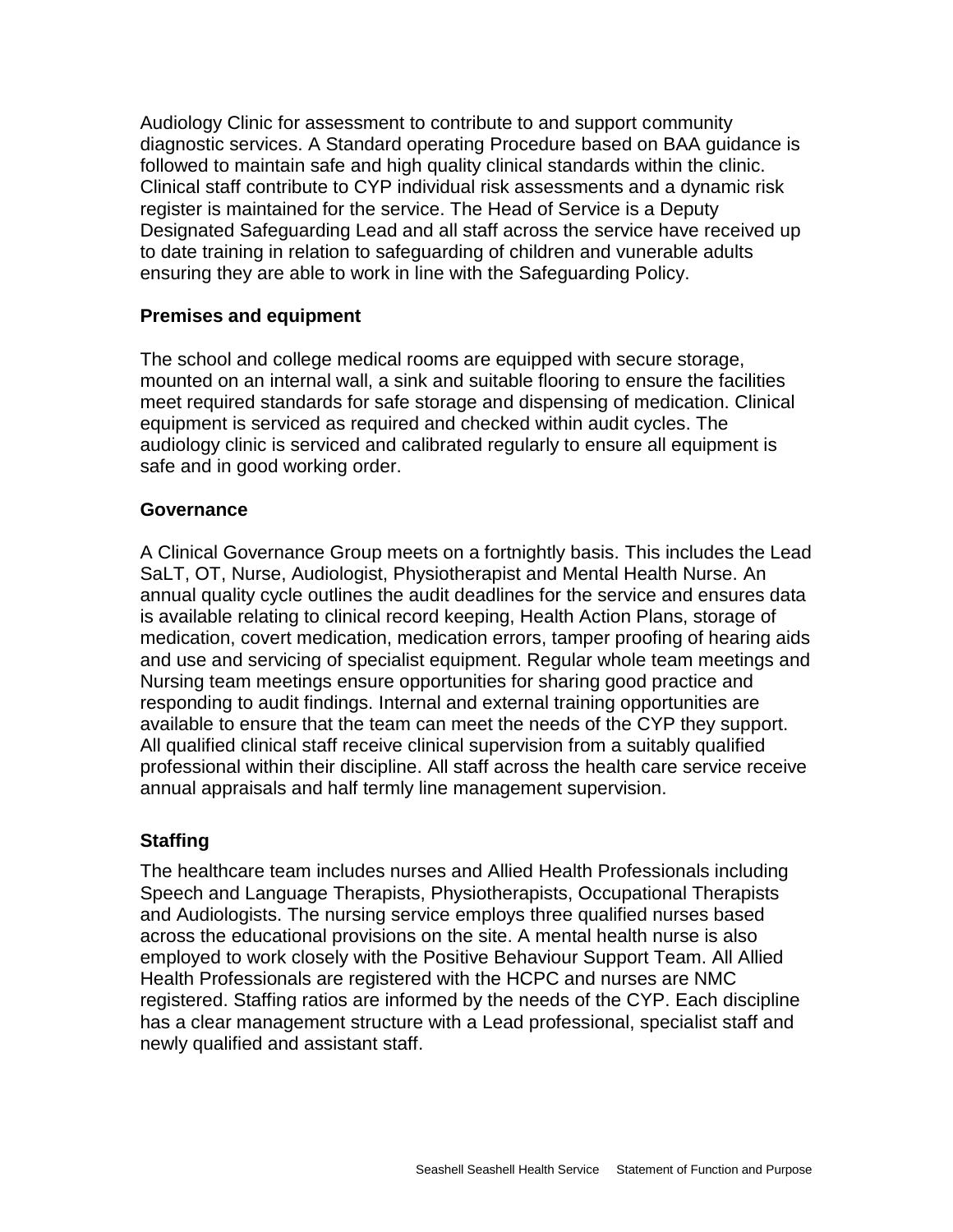Audiology Clinic for assessment to contribute to and support community diagnostic services. A Standard operating Procedure based on BAA guidance is followed to maintain safe and high quality clinical standards within the clinic. Clinical staff contribute to CYP individual risk assessments and a dynamic risk register is maintained for the service. The Head of Service is a Deputy Designated Safeguarding Lead and all staff across the service have received up to date training in relation to safeguarding of children and vunerable adults ensuring they are able to work in line with the Safeguarding Policy.

**Premises and equipment**

The school and college medical rooms are equipped with secure storage, mounted on an internal wall, a sink and suitable flooring to ensure the facilities meet required standards for safe storage and dispensing of medication. Clinical equipment is serviced as required and checked within audit cycles. The audiology clinic is serviced and calibrated regularly to ensure all equipment is safe and in good working order.

**Governance**

A Clinical Governance Group meets on a fortnightly basis. This includes the Lead SaLT, OT, Nurse, Audiologist, Physiotherapist and Mental Health Nurse. An annual quality cycle outlines the audit deadlines for the service and ensures data is available relating to clinical record keeping, Health Action Plans, storage of medication, covert medication, medication errors, tamper proofing of hearing aids and use and servicing of specialist equipment. Regular whole team meetings and Nursing team meetings ensure opportunities for sharing good practice and responding to audit findings. Internal and external training opportunities are available to ensure that the team can meet the needs of the CYP they support. All qualified clinical staff receive clinical supervision from a suitably qualified professional within their discipline. All staff across the health care service receive annual appraisals and half termly line management supervision.

**Staffing**

The healthcare team includes nurses and Allied Health Professionals including Speech and Language Therapists, Physiotherapists, Occupational Therapists and Audiologists. The nursing service employs three qualified nurses based across the educational provisions on the site. A mental health nurse is also employed to work closely with the Positive Behaviour Support Team. All Allied Health Professionals are registered with the HCPC and nurses are NMC registered. Staffing ratios are informed by the needs of the CYP. Each discipline has a clear management structure with a Lead professional, specialist staff and newly qualified and assistant staff.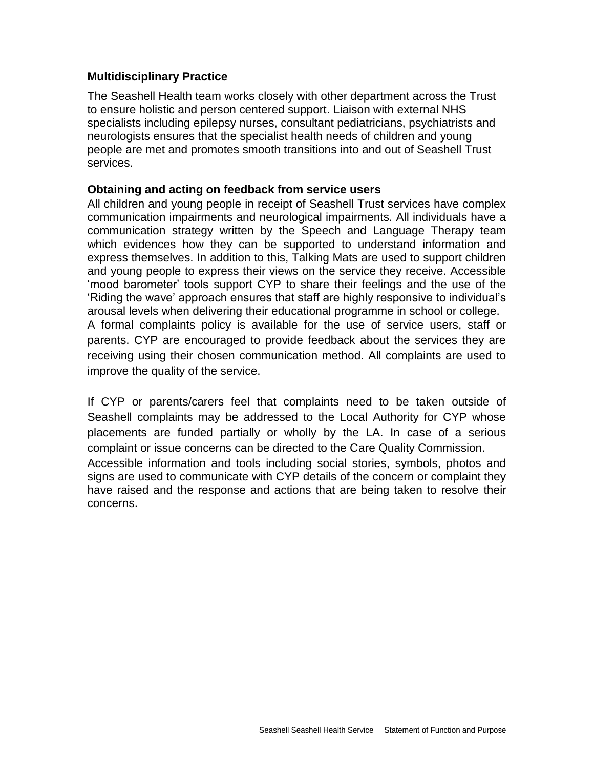**Multidisciplinary Practice**

The Seashell Health team works closely with other department across the Trust to ensure holistic and person centered support. Liaison with external NHS specialists including epilepsy nurses, consultant pediatricians, psychiatrists and neurologists ensures that the specialist health needs of children and young people are met and promotes smooth transitions into and out of Seashell Trust services.

**Obtaining and acting on feedback from service users**

All children and young people in receipt of Seashell Trust services have complex communication impairments and neurological impairments. All individuals have a communication strategy written by the Speech and Language Therapy team which evidences how they can be supported to understand information and express themselves. In addition to this, Talking Mats are used to support children and young people to express their views on the service they receive. Accessible 'mood barometer' tools support CYP to share their feelings and the use of the 'Riding the wave' approach ensures that staff are highly responsive to individual's arousal levels when delivering their educational programme in school or college.

A formal complaints policy is available for the use of service users, staff or parents. CYP are encouraged to provide feedback about the services they are receiving using their chosen communication method. All complaints are used to improve the quality of the service.

If CYP or parents/carers feel that complaints need to be taken outside of Seashell complaints may be addressed to the Local Authority for CYP whose placements are funded partially or wholly by the LA. In case of a serious complaint or issue concerns can be directed to the Care Quality Commission.

Accessible information and tools including social stories, symbols, photos and signs are used to communicate with CYP details of the concern or complaint they have raised and the response and actions that are being taken to resolve their concerns.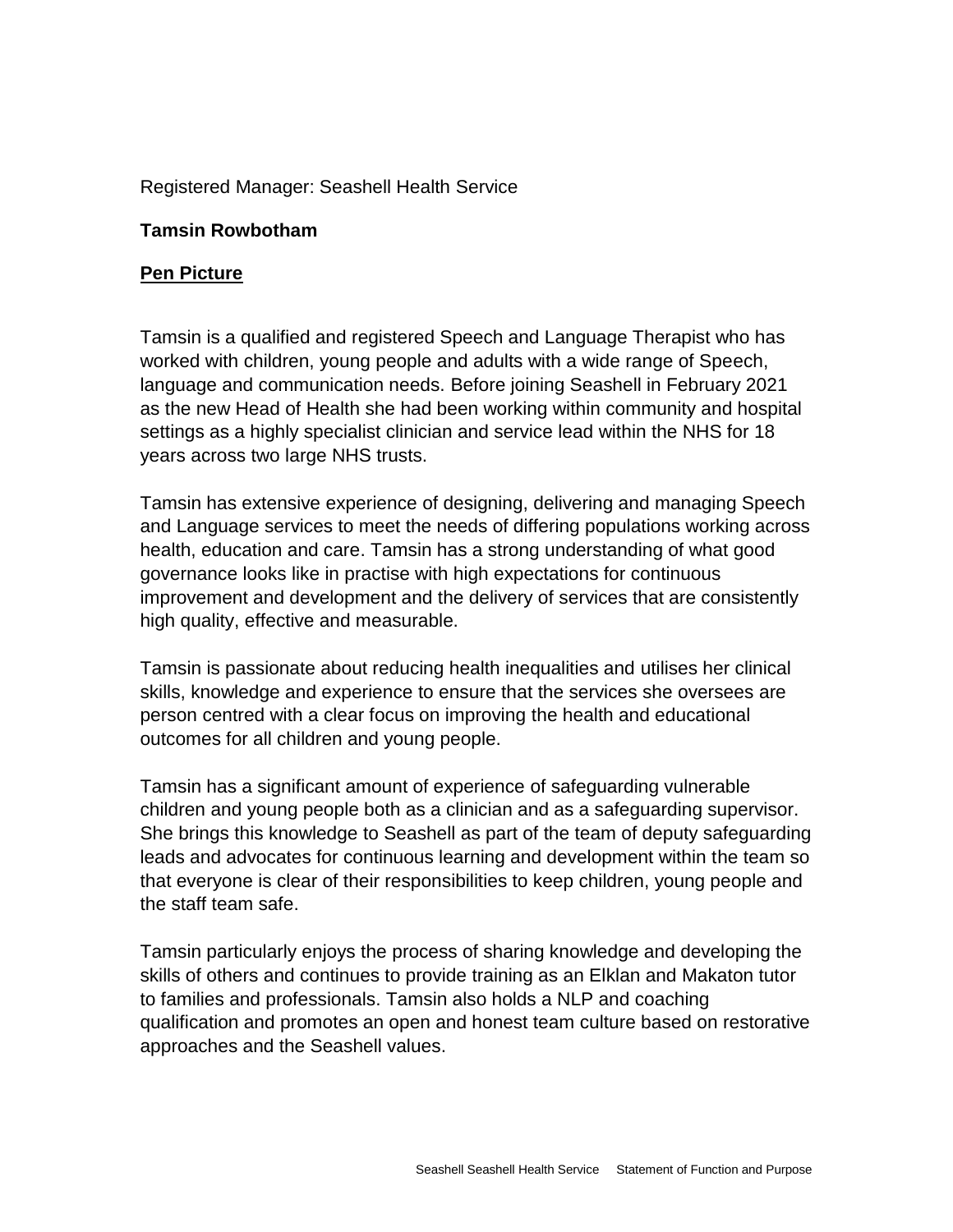Registered Manager: Seashell Health Service

**Tamsin Rowbotham**

**Pen Picture**

Tamsin is a qualified and registered Speech and Language Therapist who has worked with children, young people and adults with a wide range of Speech, language and communication needs. Before joining Seashell in February 2021 as the new Head of Health she had been working within community and hospital settings as a highly specialist clinician and service lead within the NHS for 18 years across two large NHS trusts.

Tamsin has extensive experience of designing, delivering and managing Speech and Language services to meet the needs of differing populations working across health, education and care. Tamsin has a strong understanding of what good governance looks like in practise with high expectations for continuous improvement and development and the delivery of services that are consistently high quality, effective and measurable.

Tamsin is passionate about reducing health inequalities and utilises her clinical skills, knowledge and experience to ensure that the services she oversees are person centred with a clear focus on improving the health and educational outcomes for all children and young people.

Tamsin has a significant amount of experience of safeguarding vulnerable children and young people both as a clinician and as a safeguarding supervisor. She brings this knowledge to Seashell as part of the team of deputy safeguarding leads and advocates for continuous learning and development within the team so that everyone is clear of their responsibilities to keep children, young people and the staff team safe.

Tamsin particularly enjoys the process of sharing knowledge and developing the skills of others and continues to provide training as an Elklan and Makaton tutor to families and professionals. Tamsin also holds a NLP and coaching qualification and promotes an open and honest team culture based on restorative approaches and the Seashell values.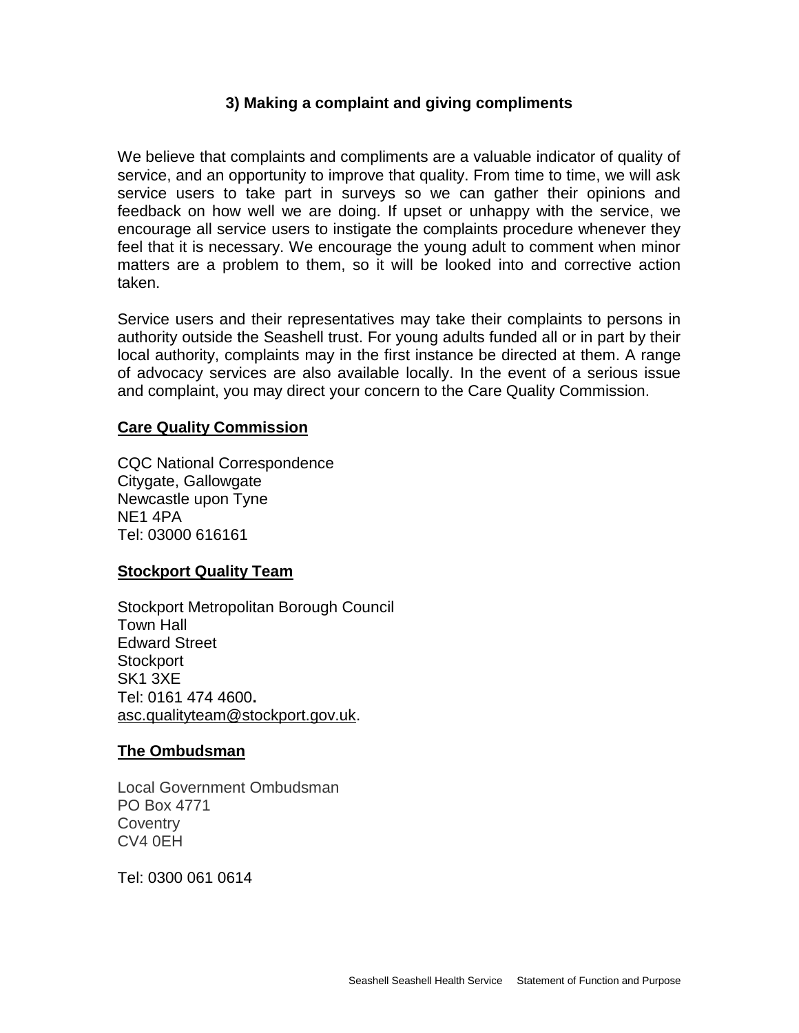### 3) Making a complaint and giving compliments

We believe that complaints and compliments are a valuable indicator of quality of service, and an opportunity to improve that quality. From time to time, we will ask service users to take part in surveys so we can gather their opinions and feedback on how well we are doing. If upset or unhappy with the service, we encourage all service users to instigate the complaints procedure whenever they feel that it is necessary. We encourage the young adult to comment when minor matters are a problem to them, so it will be looked into and corrective action taken.

Service users and their representatives may take their complaints to persons in authority outside the Seashell trust. For young adults funded all or in part by their local authority, complaints may in the first instance be directed at them. A range of advocacy services are also available locally. In the event of a serious issue and complaint, you may direct your concern to the Care Quality Commission.

**Care Quality Commission**

CQC National Correspondence
Citygate, Gallowgate
Newcastle upon Tyne
NE1 4PA
Tel: 03000 616161

**Stockport Quality Team**

Stockport Metropolitan Borough Council
Town Hall
Edward Street
Stockport
SK1 3XE
Tel: 0161 474 4600**.**
asc.qualityteam@stockport.gov.uk.

**The Ombudsman**

Local Government Ombudsman
PO Box 4771
Coventry
CV4 0EH

Tel: 0300 061 0614